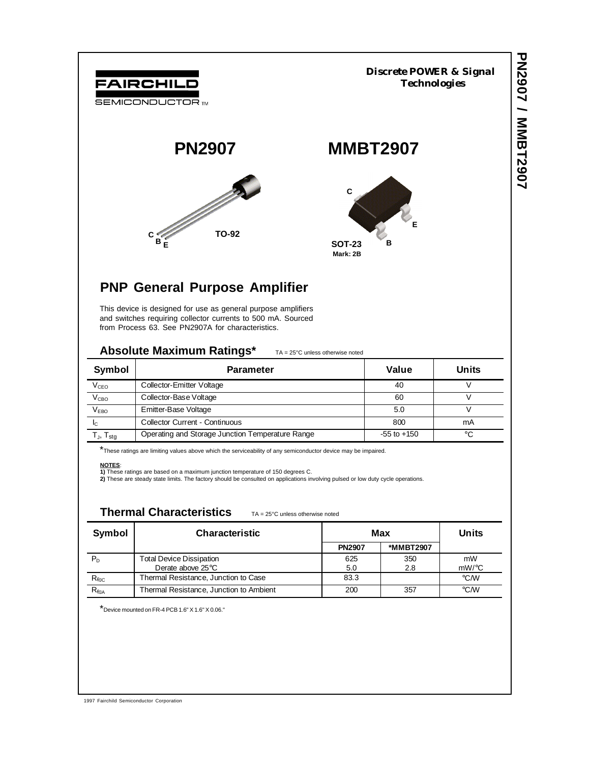FAIRCHILD SEMICONDUCTOR TM

**Discrete POWER & Signal Technologies**

# PN2907 MMBT2907

C B E TO-92

C E B SOT-23 Mark: 2B

## PNP General Purpose Amplifier

This device is designed for use as general purpose amplifiers and switches requiring collector currents to 500 mA. Sourced from Process 63. See PN2907A for characteristics.

## Absolute Maximum Ratings*

TA = 25°C unless otherwise noted

| Symbol | Parameter | Value | Units |
|---|---|---|---|
| $V_{CEO}$ | Collector-Emitter Voltage | 40 | V |
| $V_{CBO}$ | Collector-Base Voltage | 60 | V |
| $V_{EBO}$ | Emitter-Base Voltage | 5.0 | V |
| $I_C$ | Collector Current - Continuous | 800 | mA |
| $T_J$, $T_{stg}$ | Operating and Storage Junction Temperature Range | -55 to +150 | °C |

*These ratings are limiting values above which the serviceability of any semiconductor device may be impaired.

**NOTES**:
**1)** These ratings are based on a maximum junction temperature of 150 degrees C.
**2)** These are steady state limits. The factory should be consulted on applications involving pulsed or low duty cycle operations.

## Thermal Characteristics

TA = 25°C unless otherwise noted

| Symbol | Characteristic | Max | | Units |
|---|---|---|---|---|
| | | PN2907 | *MMBT2907 | |
| $P_D$ | Total Device Dissipation<br>Derate above 25°C | 625<br>5.0 | 350<br>2.8 | mW<br>mW/°C |
| $R_{\theta JC}$ | Thermal Resistance, Junction to Case | 83.3 | | °C/W |
| $R_{\theta JA}$ | Thermal Resistance, Junction to Ambient | 200 | 357 | °C/W |

*Device mounted on FR-4 PCB 1.6" X 1.6" X 0.06."

1997 Fairchild Semiconductor Corporation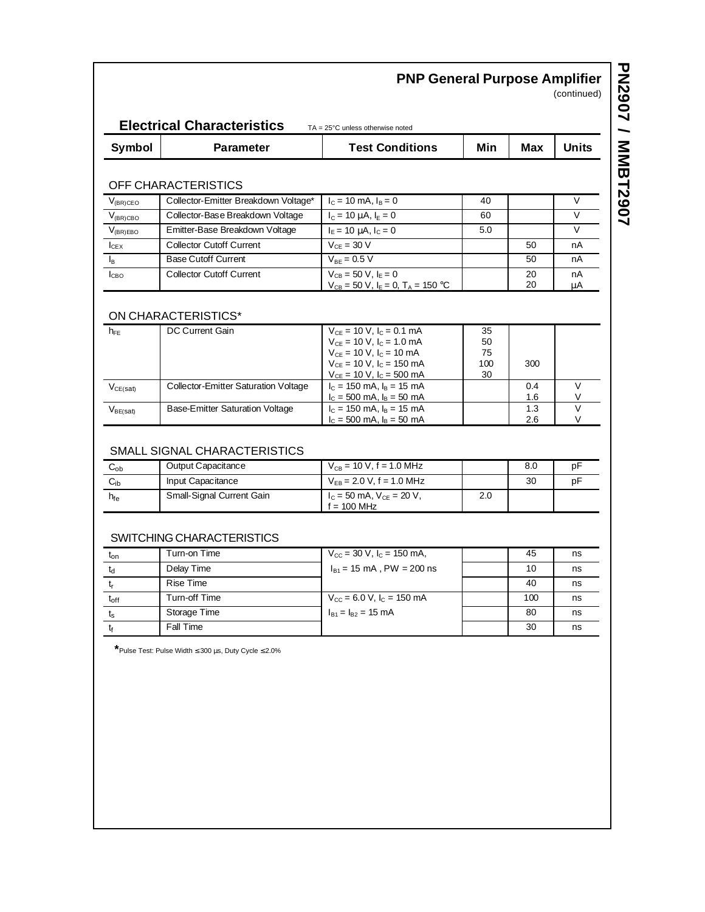# PNP General Purpose Amplifier

(continued)

## Electrical Characteristics

TA = 25°C unless otherwise noted

| Symbol | Parameter | Test Conditions | Min | Max | Units |
|---|---|---|---|---|---|
| **OFF CHARACTERISTICS** | | | | | |
| $V_{(BR)CEO}$ | Collector-Emitter Breakdown Voltage* | $I_C = 10$ mA, $I_B = 0$ | 40 | | V |
| $V_{(BR)CBO}$ | Collector-Base Breakdown Voltage | $I_C = 10$ µA, $I_E = 0$ | 60 | | V |
| $V_{(BR)EBO}$ | Emitter-Base Breakdown Voltage | $I_E = 10$ µA, $I_C = 0$ | 5.0 | | V |
| $I_{CEX}$ | Collector Cutoff Current | $V_{CE} = 30$ V | | 50 | nA |
| $I_B$ | Base Cutoff Current | $V_{BE} = 0.5$ V | | 50 | nA |
| $I_{CBO}$ | Collector Cutoff Current | $V_{CB} = 50$ V, $I_E = 0$<br>$V_{CB} = 50$ V, $I_E = 0$, $T_A = 150$ °C | | 20<br>20 | nA<br>µA |
| **ON CHARACTERISTICS*** | | | | | |
| $h_{FE}$ | DC Current Gain | $V_{CE} = 10$ V, $I_C = 0.1$ mA<br>$V_{CE} = 10$ V, $I_C = 1.0$ mA<br>$V_{CE} = 10$ V, $I_C = 10$ mA<br>$V_{CE} = 10$ V, $I_C = 150$ mA<br>$V_{CE} = 10$ V, $I_C = 500$ mA | 35<br>50<br>75<br>100<br>30 | <br><br><br>300<br> | |
| $V_{CE(sat)}$ | Collector-Emitter Saturation Voltage | $I_C = 150$ mA, $I_B = 15$ mA<br>$I_C = 500$ mA, $I_B = 50$ mA | | 0.4<br>1.6 | V<br>V |
| $V_{BE(sat)}$ | Base-Emitter Saturation Voltage | $I_C = 150$ mA, $I_B = 15$ mA<br>$I_C = 500$ mA, $I_B = 50$ mA | | 1.3<br>2.6 | V<br>V |
| **SMALL SIGNAL CHARACTERISTICS** | | | | | |
| $C_{ob}$ | Output Capacitance | $V_{CB} = 10$ V, f = 1.0 MHz | | 8.0 | pF |
| $C_{ib}$ | Input Capacitance | $V_{EB} = 2.0$ V, f = 1.0 MHz | | 30 | pF |
| $h_{fe}$ | Small-Signal Current Gain | $I_C = 50$ mA, $V_{CE} = 20$ V,<br>f = 100 MHz | 2.0 | | |
| **SWITCHING CHARACTERISTICS** | | | | | |
| $t_{on}$ | Turn-on Time | $V_{CC} = 30$ V, $I_C = 150$ mA, | | 45 | ns |
| $t_d$ | Delay Time | $I_{B1} = 15$ mA , PW = 200 ns | | 10 | ns |
| $t_r$ | Rise Time | | | 40 | ns |
| $t_{off}$ | Turn-off Time | $V_{CC} = 6.0$ V, $I_C = 150$ mA | | 100 | ns |
| $t_s$ | Storage Time | $I_{B1} = I_{B2} = 15$ mA | | 80 | ns |
| $t_f$ | Fall Time | | | 30 | ns |

*Pulse Test: Pulse Width ≤ 300 µs, Duty Cycle ≤ 2.0%